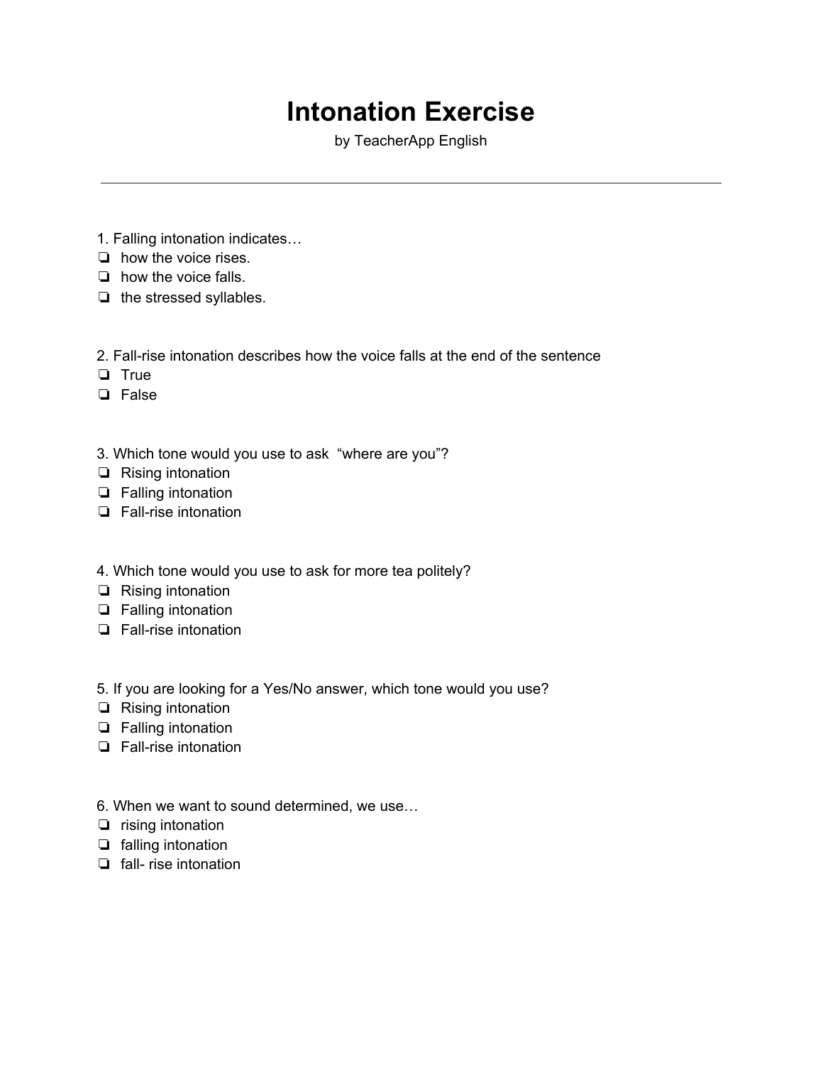# Intonation Exercise

by TeacherApp English

---

1. Falling intonation indicates…
- ❏ how the voice rises.
- ❏ how the voice falls.
- ❏ the stressed syllables.

2. Fall-rise intonation describes how the voice falls at the end of the sentence
- ❏ True
- ❏ False

3. Which tone would you use to ask "where are you"?
- ❏ Rising intonation
- ❏ Falling intonation
- ❏ Fall-rise intonation

4. Which tone would you use to ask for more tea politely?
- ❏ Rising intonation
- ❏ Falling intonation
- ❏ Fall-rise intonation

5. If you are looking for a Yes/No answer, which tone would you use?
- ❏ Rising intonation
- ❏ Falling intonation
- ❏ Fall-rise intonation

6. When we want to sound determined, we use…
- ❏ rising intonation
- ❏ falling intonation
- ❏ fall- rise intonation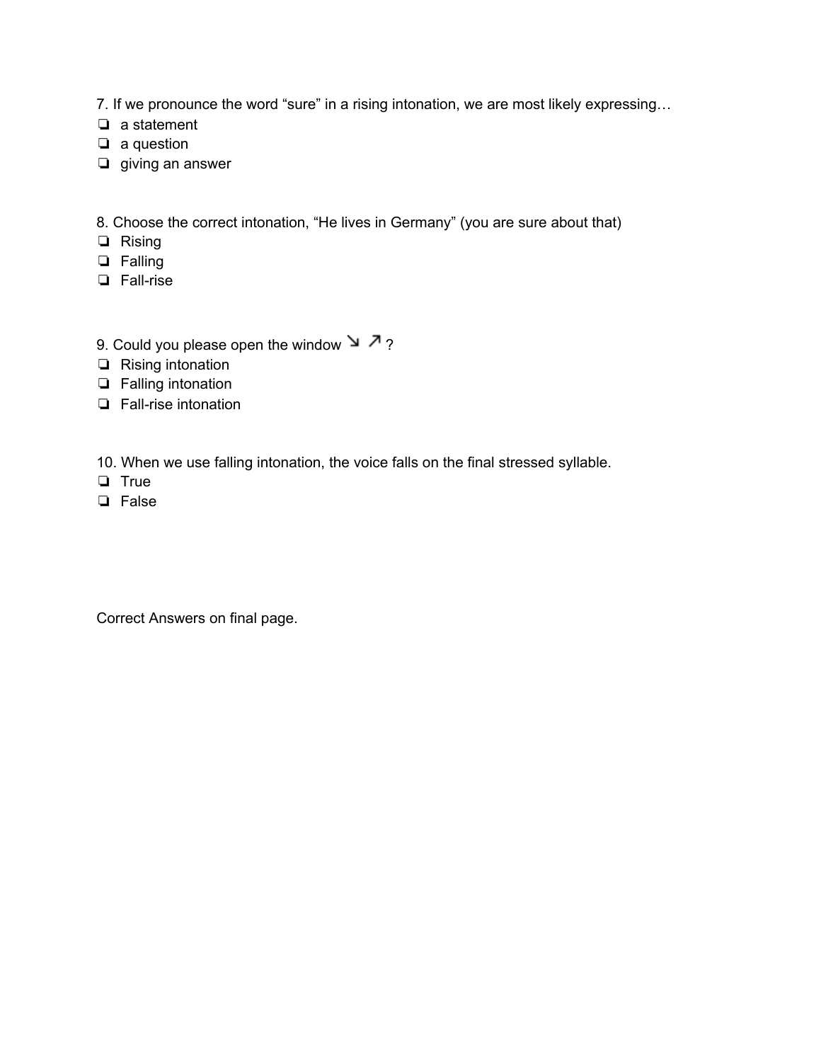7. If we pronounce the word “sure” in a rising intonation, we are most likely expressing…

- ❏ a statement
- ❏ a question
- ❏ giving an answer

8. Choose the correct intonation, “He lives in Germany” (you are sure about that)

- ❏ Rising
- ❏ Falling
- ❏ Fall-rise

9. Could you please open the window ↘ ↗ ?

- ❏ Rising intonation
- ❏ Falling intonation
- ❏ Fall-rise intonation

10. When we use falling intonation, the voice falls on the final stressed syllable.

- ❏ True
- ❏ False

Correct Answers on final page.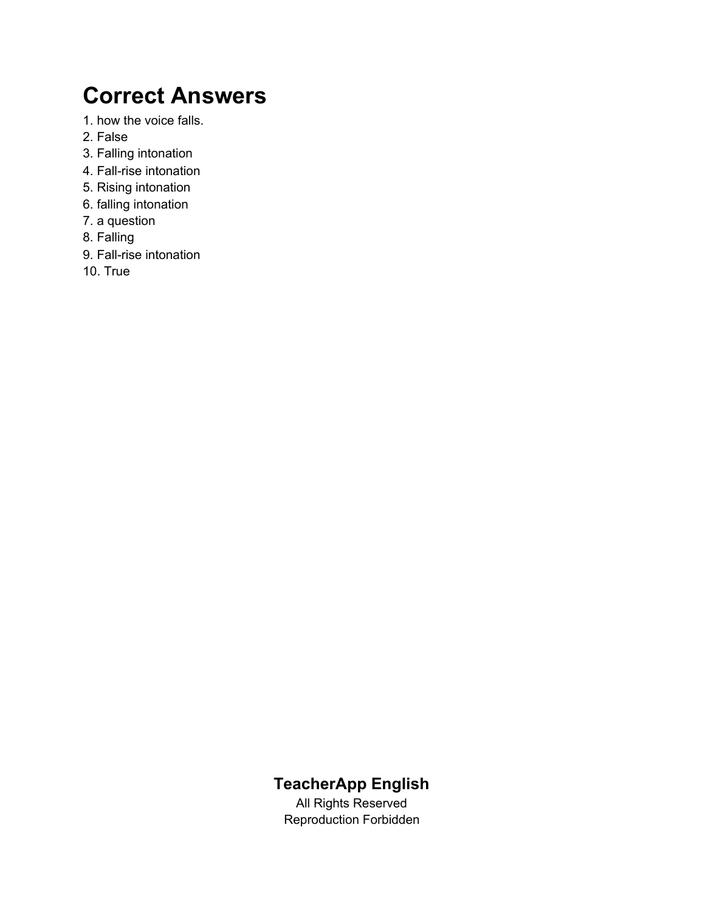# Correct Answers

1. how the voice falls.
2. False
3. Falling intonation
4. Fall-rise intonation
5. Rising intonation
6. falling intonation
7. a question
8. Falling
9. Fall-rise intonation
10. True

**TeacherApp English**

All Rights Reserved

Reproduction Forbidden